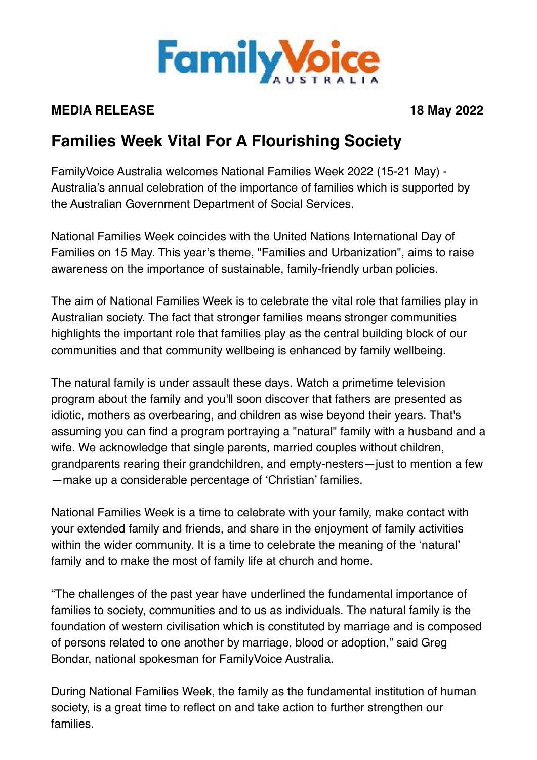FamilyVoice AUSTRALIA

**MEDIA RELEASE** **18 May 2022**

# Families Week Vital For A Flourishing Society

FamilyVoice Australia welcomes National Families Week 2022 (15-21 May) - Australia's annual celebration of the importance of families which is supported by the Australian Government Department of Social Services.

National Families Week coincides with the United Nations International Day of Families on 15 May. This year's theme, "Families and Urbanization", aims to raise awareness on the importance of sustainable, family-friendly urban policies.

The aim of National Families Week is to celebrate the vital role that families play in Australian society. The fact that stronger families means stronger communities highlights the important role that families play as the central building block of our communities and that community wellbeing is enhanced by family wellbeing.

The natural family is under assault these days. Watch a primetime television program about the family and you'll soon discover that fathers are presented as idiotic, mothers as overbearing, and children as wise beyond their years. That's assuming you can find a program portraying a "natural" family with a husband and a wife. We acknowledge that single parents, married couples without children, grandparents rearing their grandchildren, and empty-nesters—just to mention a few—make up a considerable percentage of 'Christian' families.

National Families Week is a time to celebrate with your family, make contact with your extended family and friends, and share in the enjoyment of family activities within the wider community. It is a time to celebrate the meaning of the 'natural' family and to make the most of family life at church and home.

"The challenges of the past year have underlined the fundamental importance of families to society, communities and to us as individuals. The natural family is the foundation of western civilisation which is constituted by marriage and is composed of persons related to one another by marriage, blood or adoption," said Greg Bondar, national spokesman for FamilyVoice Australia.

During National Families Week, the family as the fundamental institution of human society, is a great time to reflect on and take action to further strengthen our families.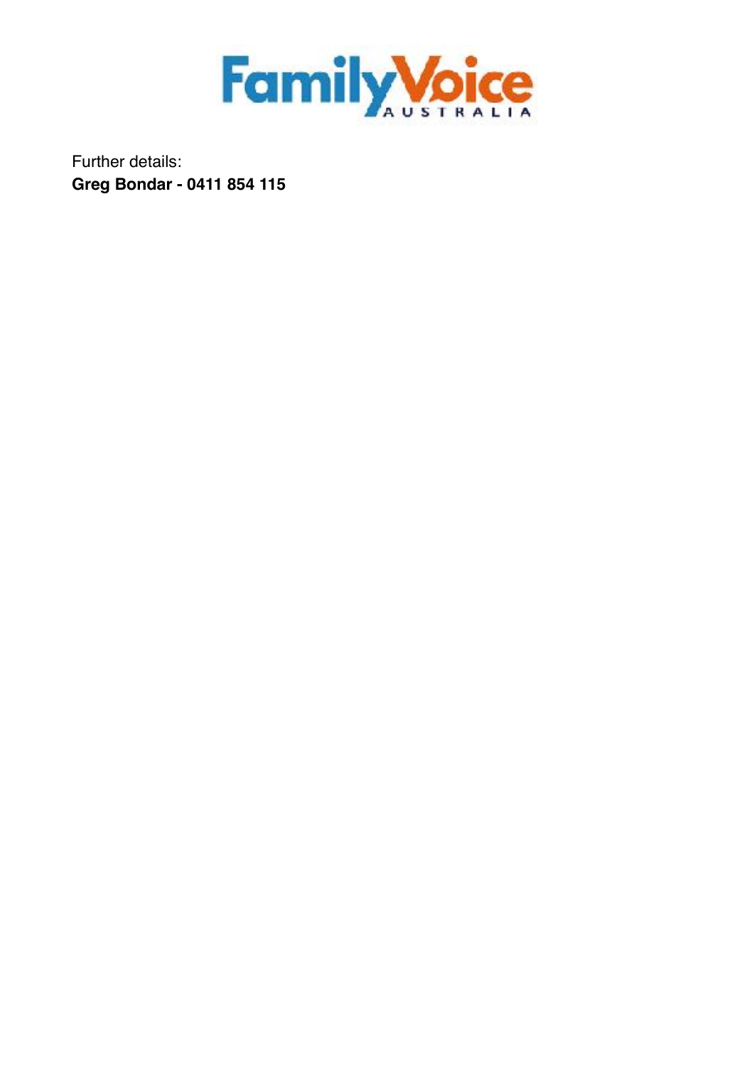FamilyVoice AUSTRALIA

Further details:

**Greg Bondar - 0411 854 115**